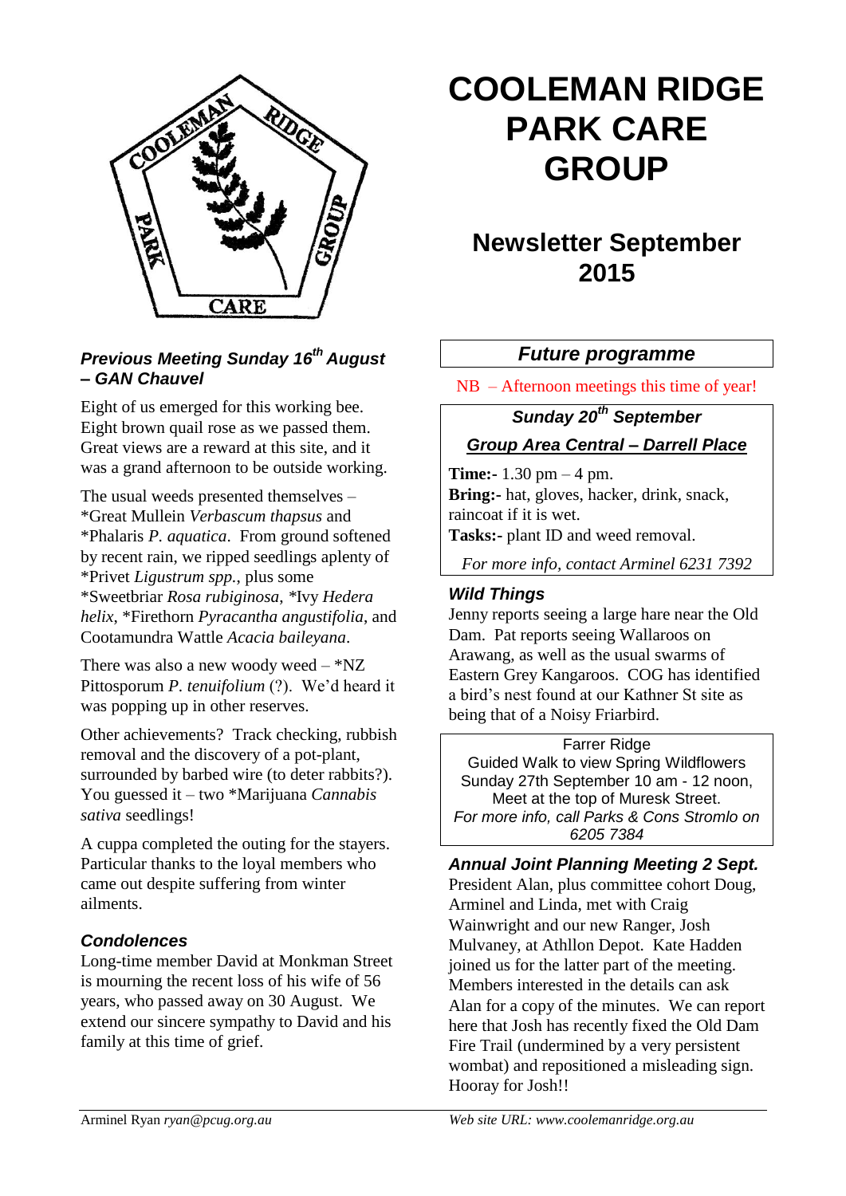# COOLEMAN RIDGE PARK CARE GROUP

## Newsletter September 2015

### *Previous Meeting Sunday 16th August – GAN Chauvel*

Eight of us emerged for this working bee. Eight brown quail rose as we passed them. Great views are a reward at this site, and it was a grand afternoon to be outside working.

The usual weeds presented themselves – *Great Mullein *Verbascum thapsus* and *Phalaris *P. aquatica*. From ground softened by recent rain, we ripped seedlings aplenty of *Privet *Ligustrum spp.*, plus some *Sweetbriar *Rosa rubiginosa*, *Ivy *Hedera helix*, *Firethorn *Pyracantha angustifolia*, and Cootamundra Wattle *Acacia baileyana*.

There was also a new woody weed – *NZ Pittosporum *P. tenuifolium* (?). We'd heard it was popping up in other reserves.

Other achievements? Track checking, rubbish removal and the discovery of a pot-plant, surrounded by barbed wire (to deter rabbits?). You guessed it – two *Marijuana *Cannabis sativa* seedlings!

A cuppa completed the outing for the stayers. Particular thanks to the loyal members who came out despite suffering from winter ailments.

### *Condolences*

Long-time member David at Monkman Street is mourning the recent loss of his wife of 56 years, who passed away on 30 August. We extend our sincere sympathy to David and his family at this time of grief.

### *Future programme*

NB – Afternoon meetings this time of year!

**_Sunday 20th September_**

**_Group Area Central – Darrell Place_**

**Time:-** 1.30 pm – 4 pm.
**Bring:-** hat, gloves, hacker, drink, snack, raincoat if it is wet.
**Tasks:-** plant ID and weed removal.

*For more info, contact Arminel 6231 7392*

### *Wild Things*

Jenny reports seeing a large hare near the Old Dam. Pat reports seeing Wallaroos on Arawang, as well as the usual swarms of Eastern Grey Kangaroos. COG has identified a bird's nest found at our Kathner St site as being that of a Noisy Friarbird.

Farrer Ridge
Guided Walk to view Spring Wildflowers
Sunday 27th September 10 am - 12 noon,
Meet at the top of Muresk Street.
*For more info, call Parks & Cons Stromlo on 6205 7384*

### *Annual Joint Planning Meeting 2 Sept.*

President Alan, plus committee cohort Doug, Arminel and Linda, met with Craig Wainwright and our new Ranger, Josh Mulvaney, at Athllon Depot. Kate Hadden joined us for the latter part of the meeting. Members interested in the details can ask Alan for a copy of the minutes. We can report here that Josh has recently fixed the Old Dam Fire Trail (undermined by a very persistent wombat) and repositioned a misleading sign. Hooray for Josh!!

Arminel Ryan *ryan@pcug.org.au*

*Web site URL: www.coolemanridge.org.au*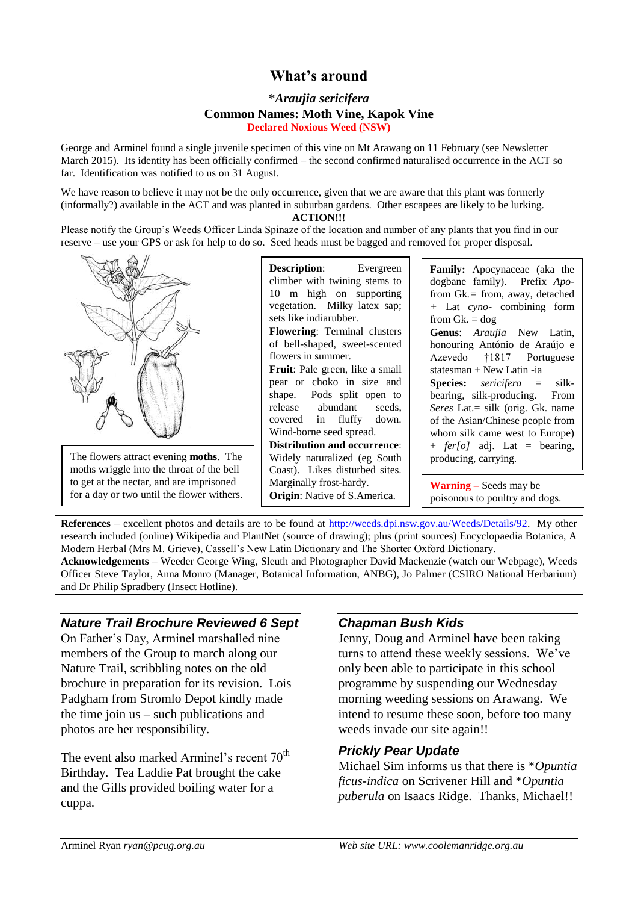# What's around

## **Araujia sericifera*

## Common Names: Moth Vine, Kapok Vine

**Declared Noxious Weed (NSW)**

George and Arminel found a single juvenile specimen of this vine on Mt Arawang on 11 February (see Newsletter March 2015). Its identity has been officially confirmed – the second confirmed naturalised occurrence in the ACT so far. Identification was notified to us on 31 August.

We have reason to believe it may not be the only occurrence, given that we are aware that this plant was formerly (informally?) available in the ACT and was planted in suburban gardens. Other escapees are likely to be lurking.

**ACTION!!!**

Please notify the Group's Weeds Officer Linda Spinaze of the location and number of any plants that you find in our reserve – use your GPS or ask for help to do so. Seed heads must be bagged and removed for proper disposal.

The flowers attract evening **moths**. The moths wriggle into the throat of the bell to get at the nectar, and are imprisoned for a day or two until the flower withers.

**Description**: Evergreen climber with twining stems to 10 m high on supporting vegetation. Milky latex sap; sets like indiarubber.
**Flowering**: Terminal clusters of bell-shaped, sweet-scented flowers in summer.
**Fruit**: Pale green, like a small pear or choko in size and shape. Pods split open to release abundant seeds, covered in fluffy down. Wind-borne seed spread.
**Distribution and occurrence**: Widely naturalized (eg South Coast). Likes disturbed sites. Marginally frost-hardy.
**Origin**: Native of S.America.

**Family:** Apocynaceae (aka the dogbane family). Prefix *Apo-* from Gk.= from, away, detached + Lat *cyno-* combining form from Gk. = dog
**Genus**: *Araujia* New Latin, honouring António de Araújo e Azevedo †1817 Portuguese statesman + New Latin -ia
**Species:** *sericifera* = silk-bearing, silk-producing. From *Seres* Lat.= silk (orig. Gk. name of the Asian/Chinese people from whom silk came west to Europe) + *fer[o]* adj. Lat = bearing, producing, carrying.

**Warning** – Seeds may be poisonous to poultry and dogs.

**References** – excellent photos and details are to be found at http://weeds.dpi.nsw.gov.au/Weeds/Details/92. My other research included (online) Wikipedia and PlantNet (source of drawing); plus (print sources) Encyclopaedia Botanica, A Modern Herbal (Mrs M. Grieve), Cassell's New Latin Dictionary and The Shorter Oxford Dictionary.
**Acknowledgements** – Weeder George Wing, Sleuth and Photographer David Mackenzie (watch our Webpage), Weeds Officer Steve Taylor, Anna Monro (Manager, Botanical Information, ANBG), Jo Palmer (CSIRO National Herbarium) and Dr Philip Spradbery (Insect Hotline).

### *Nature Trail Brochure Reviewed 6 Sept*

On Father's Day, Arminel marshalled nine members of the Group to march along our Nature Trail, scribbling notes on the old brochure in preparation for its revision. Lois Padgham from Stromlo Depot kindly made the time join us – such publications and photos are her responsibility.

The event also marked Arminel's recent 70th Birthday. Tea Laddie Pat brought the cake and the Gills provided boiling water for a cuppa.

### *Chapman Bush Kids*

Jenny, Doug and Arminel have been taking turns to attend these weekly sessions. We've only been able to participate in this school programme by suspending our Wednesday morning weeding sessions on Arawang. We intend to resume these soon, before too many weeds invade our site again!!

### *Prickly Pear Update*

Michael Sim informs us that there is **Opuntia ficus-indica* on Scrivener Hill and **Opuntia puberula* on Isaacs Ridge. Thanks, Michael!!

Arminel Ryan *ryan@pcug.org.au*

*Web site URL: www.coolemanridge.org.au*